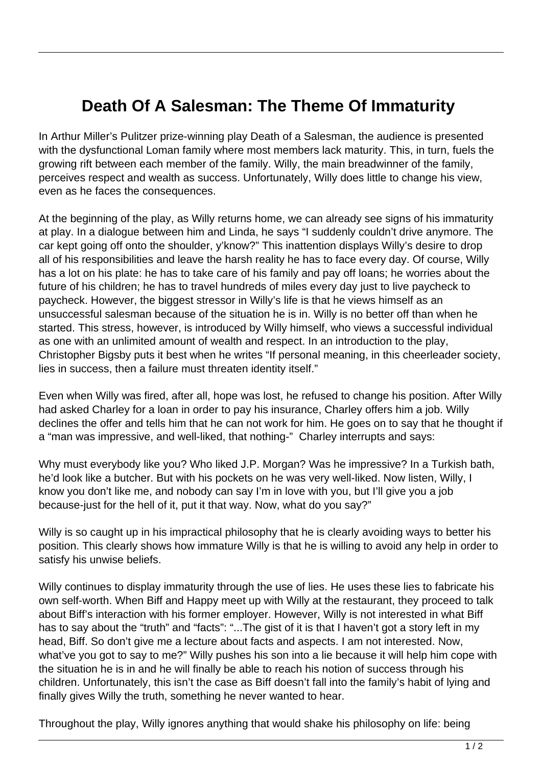# Death Of A Salesman: The Theme Of Immaturity

In Arthur Miller's Pulitzer prize-winning play Death of a Salesman, the audience is presented with the dysfunctional Loman family where most members lack maturity. This, in turn, fuels the growing rift between each member of the family. Willy, the main breadwinner of the family, perceives respect and wealth as success. Unfortunately, Willy does little to change his view, even as he faces the consequences.

At the beginning of the play, as Willy returns home, we can already see signs of his immaturity at play. In a dialogue between him and Linda, he says "I suddenly couldn't drive anymore. The car kept going off onto the shoulder, y'know?" This inattention displays Willy's desire to drop all of his responsibilities and leave the harsh reality he has to face every day. Of course, Willy has a lot on his plate: he has to take care of his family and pay off loans; he worries about the future of his children; he has to travel hundreds of miles every day just to live paycheck to paycheck. However, the biggest stressor in Willy's life is that he views himself as an unsuccessful salesman because of the situation he is in. Willy is no better off than when he started. This stress, however, is introduced by Willy himself, who views a successful individual as one with an unlimited amount of wealth and respect. In an introduction to the play, Christopher Bigsby puts it best when he writes "If personal meaning, in this cheerleader society, lies in success, then a failure must threaten identity itself."

Even when Willy was fired, after all, hope was lost, he refused to change his position. After Willy had asked Charley for a loan in order to pay his insurance, Charley offers him a job. Willy declines the offer and tells him that he can not work for him. He goes on to say that he thought if a "man was impressive, and well-liked, that nothing-" Charley interrupts and says:

Why must everybody like you? Who liked J.P. Morgan? Was he impressive? In a Turkish bath, he'd look like a butcher. But with his pockets on he was very well-liked. Now listen, Willy, I know you don't like me, and nobody can say I'm in love with you, but I'll give you a job because-just for the hell of it, put it that way. Now, what do you say?"

Willy is so caught up in his impractical philosophy that he is clearly avoiding ways to better his position. This clearly shows how immature Willy is that he is willing to avoid any help in order to satisfy his unwise beliefs.

Willy continues to display immaturity through the use of lies. He uses these lies to fabricate his own self-worth. When Biff and Happy meet up with Willy at the restaurant, they proceed to talk about Biff's interaction with his former employer. However, Willy is not interested in what Biff has to say about the "truth" and "facts": "...The gist of it is that I haven't got a story left in my head, Biff. So don't give me a lecture about facts and aspects. I am not interested. Now, what've you got to say to me?" Willy pushes his son into a lie because it will help him cope with the situation he is in and he will finally be able to reach his notion of success through his children. Unfortunately, this isn't the case as Biff doesn't fall into the family's habit of lying and finally gives Willy the truth, something he never wanted to hear.

Throughout the play, Willy ignores anything that would shake his philosophy on life: being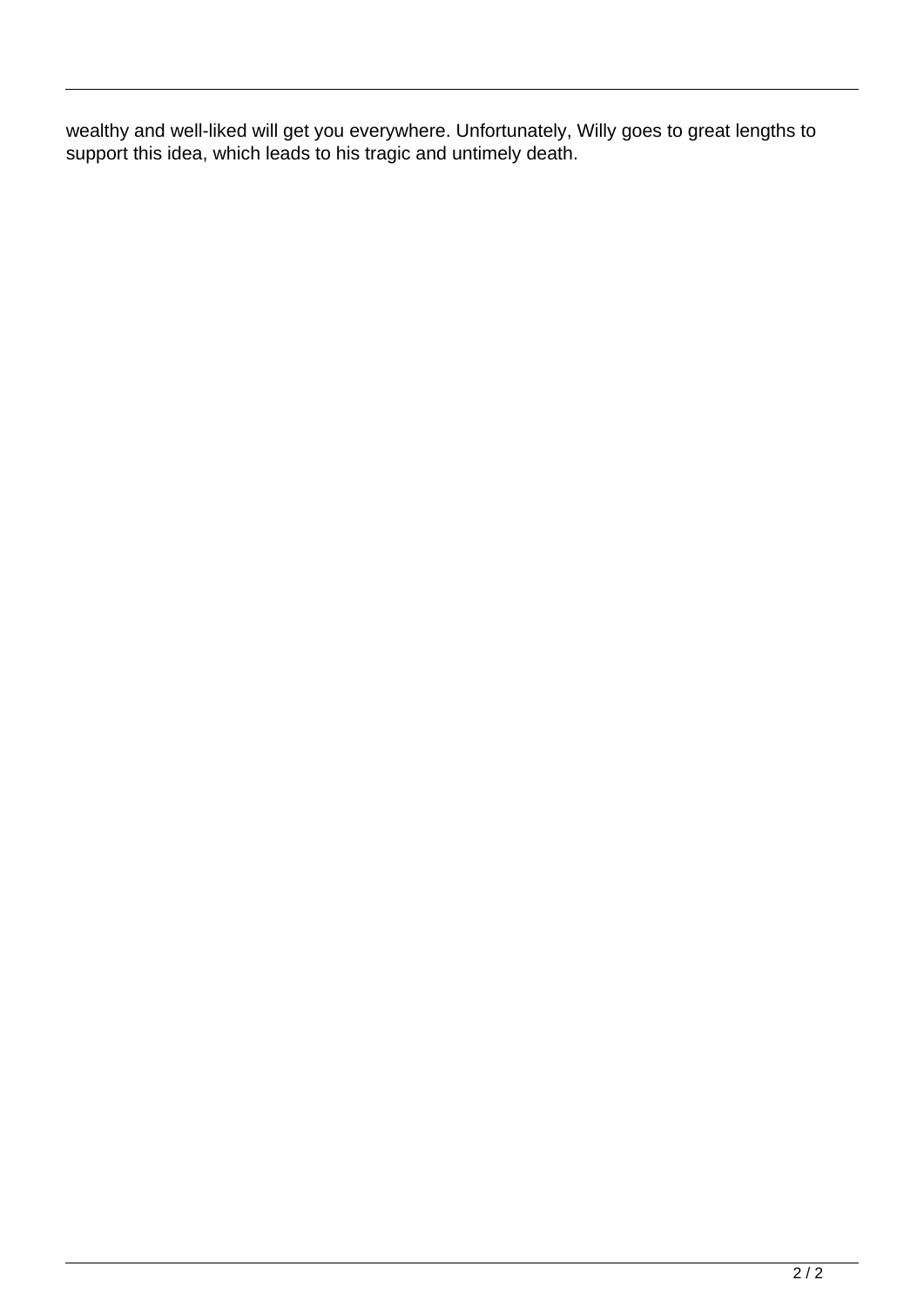wealthy and well-liked will get you everywhere. Unfortunately, Willy goes to great lengths to support this idea, which leads to his tragic and untimely death.